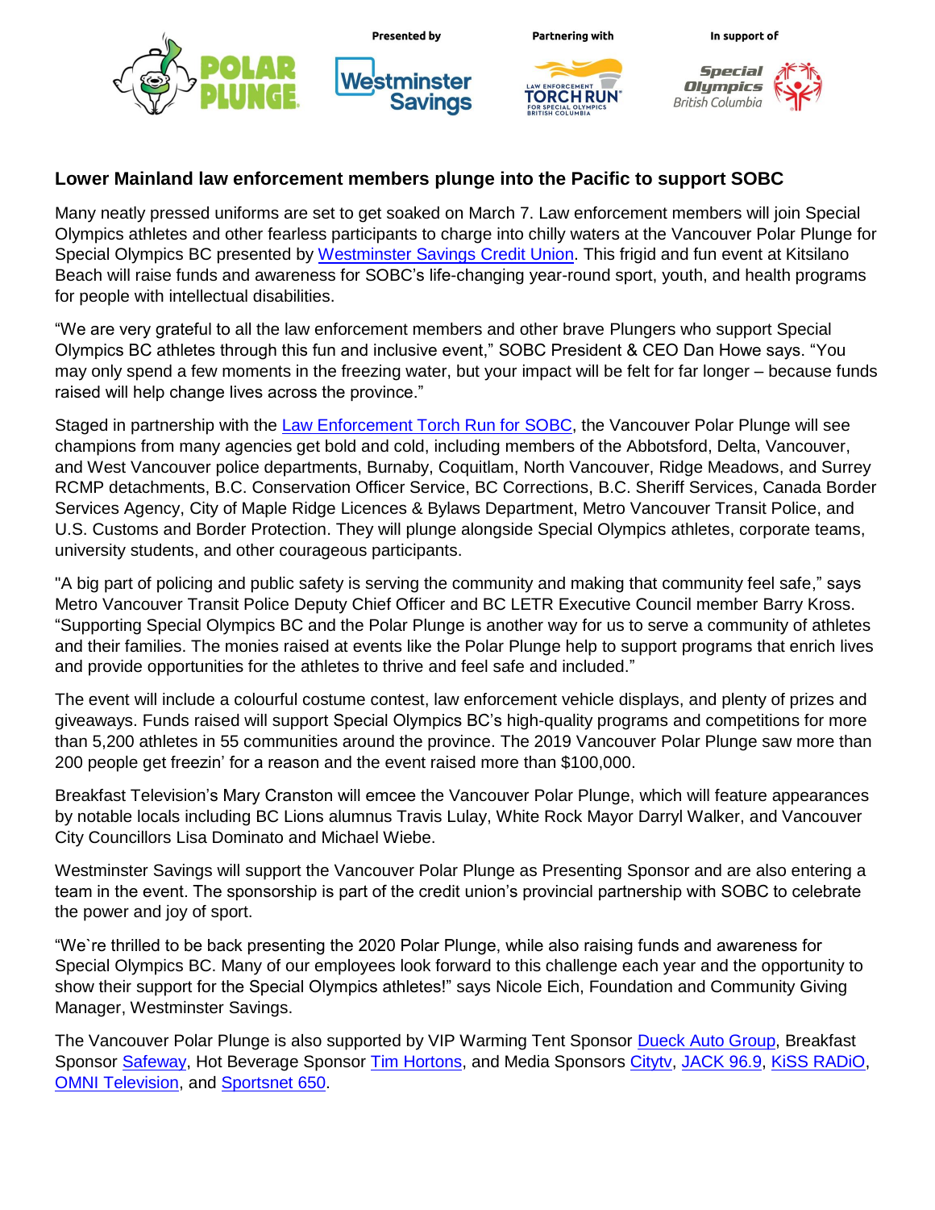Presented by Partnering with In support of

## Lower Mainland law enforcement members plunge into the Pacific to support SOBC

Many neatly pressed uniforms are set to get soaked on March 7. Law enforcement members will join Special Olympics athletes and other fearless participants to charge into chilly waters at the Vancouver Polar Plunge for Special Olympics BC presented by Westminster Savings Credit Union. This frigid and fun event at Kitsilano Beach will raise funds and awareness for SOBC's life-changing year-round sport, youth, and health programs for people with intellectual disabilities.

"We are very grateful to all the law enforcement members and other brave Plungers who support Special Olympics BC athletes through this fun and inclusive event," SOBC President & CEO Dan Howe says. "You may only spend a few moments in the freezing water, but your impact will be felt for far longer – because funds raised will help change lives across the province."

Staged in partnership with the Law Enforcement Torch Run for SOBC, the Vancouver Polar Plunge will see champions from many agencies get bold and cold, including members of the Abbotsford, Delta, Vancouver, and West Vancouver police departments, Burnaby, Coquitlam, North Vancouver, Ridge Meadows, and Surrey RCMP detachments, B.C. Conservation Officer Service, BC Corrections, B.C. Sheriff Services, Canada Border Services Agency, City of Maple Ridge Licences & Bylaws Department, Metro Vancouver Transit Police, and U.S. Customs and Border Protection. They will plunge alongside Special Olympics athletes, corporate teams, university students, and other courageous participants.

"A big part of policing and public safety is serving the community and making that community feel safe," says Metro Vancouver Transit Police Deputy Chief Officer and BC LETR Executive Council member Barry Kross. "Supporting Special Olympics BC and the Polar Plunge is another way for us to serve a community of athletes and their families. The monies raised at events like the Polar Plunge help to support programs that enrich lives and provide opportunities for the athletes to thrive and feel safe and included."

The event will include a colourful costume contest, law enforcement vehicle displays, and plenty of prizes and giveaways. Funds raised will support Special Olympics BC's high-quality programs and competitions for more than 5,200 athletes in 55 communities around the province. The 2019 Vancouver Polar Plunge saw more than 200 people get freezin' for a reason and the event raised more than $100,000.

Breakfast Television's Mary Cranston will emcee the Vancouver Polar Plunge, which will feature appearances by notable locals including BC Lions alumnus Travis Lulay, White Rock Mayor Darryl Walker, and Vancouver City Councillors Lisa Dominato and Michael Wiebe.

Westminster Savings will support the Vancouver Polar Plunge as Presenting Sponsor and are also entering a team in the event. The sponsorship is part of the credit union's provincial partnership with SOBC to celebrate the power and joy of sport.

"We`re thrilled to be back presenting the 2020 Polar Plunge, while also raising funds and awareness for Special Olympics BC. Many of our employees look forward to this challenge each year and the opportunity to show their support for the Special Olympics athletes!" says Nicole Eich, Foundation and Community Giving Manager, Westminster Savings.

The Vancouver Polar Plunge is also supported by VIP Warming Tent Sponsor Dueck Auto Group, Breakfast Sponsor Safeway, Hot Beverage Sponsor Tim Hortons, and Media Sponsors Citytv, JACK 96.9, KiSS RADiO, OMNI Television, and Sportsnet 650.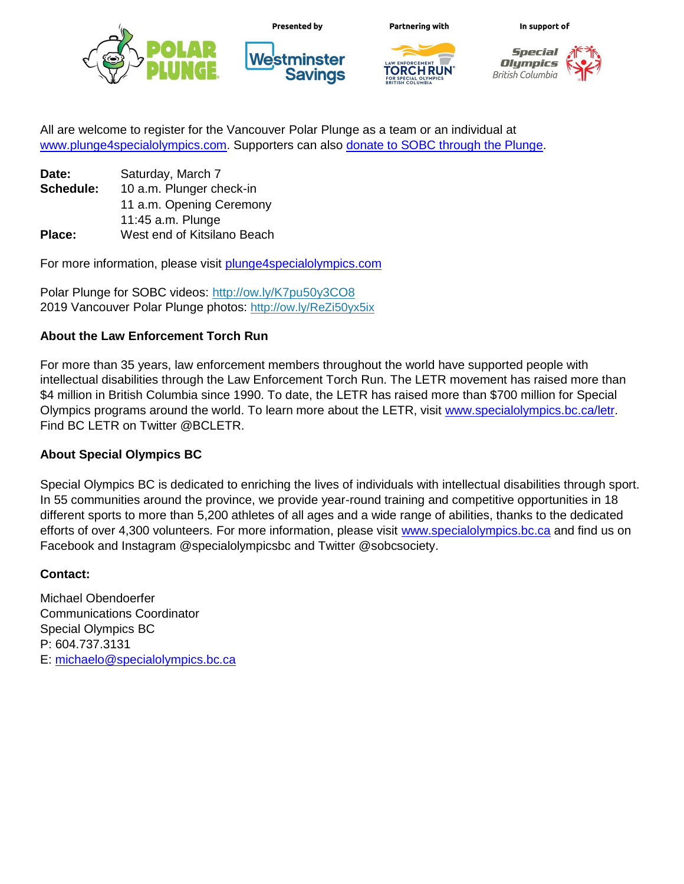Presented by

Partnering with

In support of

All are welcome to register for the Vancouver Polar Plunge as a team or an individual at www.plunge4specialolympics.com. Supporters can also donate to SOBC through the Plunge.

**Date:** Saturday, March 7
**Schedule:** 10 a.m. Plunger check-in
11 a.m. Opening Ceremony
11:45 a.m. Plunge
**Place:** West end of Kitsilano Beach

For more information, please visit plunge4specialolympics.com

Polar Plunge for SOBC videos: http://ow.ly/K7pu50y3CO8
2019 Vancouver Polar Plunge photos: http://ow.ly/ReZi50yx5ix

**About the Law Enforcement Torch Run**

For more than 35 years, law enforcement members throughout the world have supported people with intellectual disabilities through the Law Enforcement Torch Run. The LETR movement has raised more than $4 million in British Columbia since 1990. To date, the LETR has raised more than $700 million for Special Olympics programs around the world. To learn more about the LETR, visit www.specialolympics.bc.ca/letr. Find BC LETR on Twitter @BCLETR.

**About Special Olympics BC**

Special Olympics BC is dedicated to enriching the lives of individuals with intellectual disabilities through sport. In 55 communities around the province, we provide year-round training and competitive opportunities in 18 different sports to more than 5,200 athletes of all ages and a wide range of abilities, thanks to the dedicated efforts of over 4,300 volunteers. For more information, please visit www.specialolympics.bc.ca and find us on Facebook and Instagram @specialolympicsbc and Twitter @sobcsociety.

**Contact:**

Michael Obendoerfer
Communications Coordinator
Special Olympics BC
P: 604.737.3131
E: michaelo@specialolympics.bc.ca